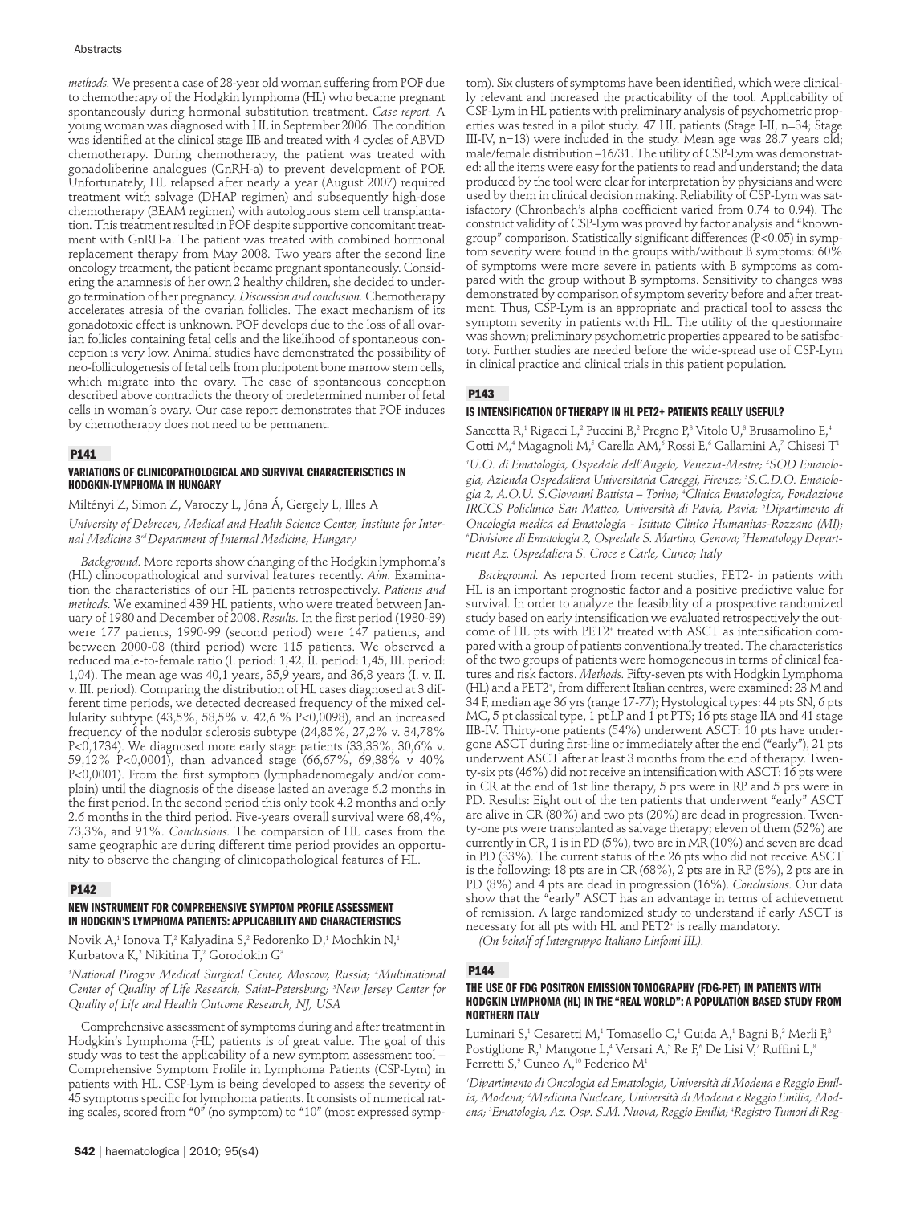*methods.* We present a case of 28-year old woman suffering from POF due to chemotherapy of the Hodgkin lymphoma (HL) who became pregnant spontaneously during hormonal substitution treatment. *Case report.* A young woman was diagnosed with HL in September 2006. The condition was identified at the clinical stage IIB and treated with 4 cycles of ABVD chemotherapy. During chemotherapy, the patient was treated with gonadoliberine analogues (GnRH-a) to prevent development of POF. Unfortunately, HL relapsed after nearly a year (August 2007) required treatment with salvage (DHAP regimen) and subsequently high-dose chemotherapy (BEAM regimen) with autologuous stem cell transplantation. This treatment resulted in POF despite supportive concomitant treatment with GnRH-a. The patient was treated with combined hormonal replacement therapy from May 2008. Two years after the second line oncology treatment, the patient became pregnant spontaneously. Considering the anamnesis of her own 2 healthy children, she decided to undergo termination of her pregnancy. *Discussion and conclusion.* Chemotherapy accelerates atresia of the ovarian follicles. The exact mechanism of its gonadotoxic effect is unknown. POF develops due to the loss of all ovarian follicles containing fetal cells and the likelihood of spontaneous conception is very low. Animal studies have demonstrated the possibility of neo-folliculogenesis of fetal cells from pluripotent bone marrow stem cells, which migrate into the ovary. The case of spontaneous conception described above contradicts the theory of predetermined number of fetal cells in woman´s ovary. Our case report demonstrates that POF induces by chemotherapy does not need to be permanent.

## P141

### VARIATIONS OF CLINICOPATHOLOGICAL AND SURVIVAL CHARACTERISCTICS IN HODGKIN-LYMPHOMA IN HUNGARY

Miltényi Z, Simon Z, Varoczy L, Jóna Á, Gergely L, Illes A

*University of Debrecen, Medical and Health Science Center, Institute for Internal Medicine 3rd Department of Internal Medicine, Hungary*

*Background.* More reports show changing of the Hodgkin lymphoma's (HL) clinocopathological and survival features recently. *Aim.* Examination the characteristics of our HL patients retrospectively. *Patients and methods.* We examined 439 HL patients, who were treated between January of 1980 and December of 2008. *Results.* In the first period (1980-89) were 177 patients, 1990-99 (second period) were 147 patients, and between 2000-08 (third period) were 115 patients. We observed a reduced male-to-female ratio (I. period: 1,42, II. period: 1,45, III. period: 1,04). The mean age was 40,1 years, 35,9 years, and 36,8 years (I. v. II. v. III. period). Comparing the distribution of HL cases diagnosed at 3 different time periods, we detected decreased frequency of the mixed cellularity subtype (43,5%, 58,5% v. 42,6 % P<0,0098), and an increased frequency of the nodular sclerosis subtype (24,85%, 27,2% v. 34,78% P<0,1734). We diagnosed more early stage patients (33,33%, 30,6% v. 59,12% P<0,0001), than advanced stage (66,67%, 69,38% v 40% P<0,0001). From the first symptom (lymphadenomegaly and/or complain) until the diagnosis of the disease lasted an average 6.2 months in the first period. In the second period this only took 4.2 months and only 2.6 months in the third period. Five-years overall survival were 68,4%, 73,3%, and 91%. *Conclusions.* The comparsion of HL cases from the same geographic are during different time period provides an opportunity to observe the changing of clinicopathological features of HL.

## P142

### NEW INSTRUMENT FOR COMPREHENSIVE SYMPTOM PROFILE ASSESSMENT IN HODGKIN'S LYMPHOMA PATIENTS: APPLICABILITY AND CHARACTERISTICS

Novik A,[1] Ionova T,[2] Kalyadina S,[2] Fedorenko D,[1] Mochkin N,[1] Kurbatova K,[2] Nikitina T,[2] Gorodokin G[3]

[1]*National Pirogov Medical Surgical Center, Moscow, Russia;* [2]*Multinational Center of Quality of Life Research, Saint-Petersburg;* [3]*New Jersey Center for Quality of Life and Health Outcome Research, NJ, USA*

Comprehensive assessment of symptoms during and after treatment in Hodgkin's Lymphoma (HL) patients is of great value. The goal of this study was to test the applicability of a new symptom assessment tool – Comprehensive Symptom Profile in Lymphoma Patients (CSP-Lym) in patients with HL. CSP-Lym is being developed to assess the severity of 45 symptoms specific for lymphoma patients. It consists of numerical rating scales, scored from "0" (no symptom) to "10" (most expressed symptom). Six clusters of symptoms have been identified, which were clinically relevant and increased the practicability of the tool. Applicability of CSP-Lym in HL patients with preliminary analysis of psychometric properties was tested in a pilot study. 47 HL patients (Stage I-II, n=34; Stage III-IV, n=13) were included in the study. Mean age was 28.7 years old; male/female distribution –16/31. The utility of CSP-Lym was demonstrated: all the items were easy for the patients to read and understand; the data produced by the tool were clear for interpretation by physicians and were used by them in clinical decision making. Reliability of CSP-Lym was satisfactory (Chronbach's alpha coefficient varied from 0.74 to 0.94). The construct validity of CSP-Lym was proved by factor analysis and "known-group" comparison. Statistically significant differences (P<0.05) in symptom severity were found in the groups with/without B symptoms: 60% of symptoms were more severe in patients with B symptoms as compared with the group without B symptoms. Sensitivity to changes was demonstrated by comparison of symptom severity before and after treatment. Thus, CSP-Lym is an appropriate and practical tool to assess the symptom severity in patients with HL. The utility of the questionnaire was shown; preliminary psychometric properties appeared to be satisfactory. Further studies are needed before the wide-spread use of CSP-Lym in clinical practice and clinical trials in this patient population.

## P143

### IS INTENSIFICATION OF THERAPY IN HL PET2+ PATIENTS REALLY USEFUL?

Sancetta R,[1] Rigacci L,[2] Puccini B,[2] Pregno P,[3] Vitolo U,[3] Brusamolino E,[4] Gotti M,[4] Magagnoli M,[5] Carella AM,[6] Rossi E,[6] Gallamini A,[7] Chisesi T[1]

[1]*U.O. di Ematologia, Ospedale dell'Angelo, Venezia-Mestre;* [2]*SOD Ematologia, Azienda Ospedaliera Universitaria Careggi, Firenze;* [3]*S.C.D.O. Ematologia 2, A.O.U. S.Giovanni Battista – Torino;* [4]*Clinica Ematologica, Fondazione IRCCS Policlinico San Matteo, Università di Pavia, Pavia;* [5]*Dipartimento di Oncologia medica ed Ematologia - Istituto Clinico Humanitas-Rozzano (MI);* [6]*Divisione di Ematologia 2, Ospedale S. Martino, Genova;* [7]*Hematology Department Az. Ospedaliera S. Croce e Carle, Cuneo; Italy*

*Background.* As reported from recent studies, PET2- in patients with HL is an important prognostic factor and a positive predictive value for survival. In order to analyze the feasibility of a prospective randomized study based on early intensification we evaluated retrospectively the outcome of HL pts with PET2+ treated with ASCT as intensification compared with a group of patients conventionally treated. The characteristics of the two groups of patients were homogeneous in terms of clinical features and risk factors. *Methods.* Fifty-seven pts with Hodgkin Lymphoma (HL) and a PET2+, from different Italian centres, were examined: 23 M and 34 F, median age 36 yrs (range 17-77); Hystological types: 44 pts SN, 6 pts MC, 5 pt classical type, 1 pt LP and 1 pt PTS; 16 pts stage IIA and 41 stage IIB-IV. Thirty-one patients (54%) underwent ASCT: 10 pts have undergone ASCT during first-line or immediately after the end ("early"), 21 pts underwent ASCT after at least 3 months from the end of therapy. Twenty-six pts (46%) did not receive an intensification with ASCT: 16 pts were in CR at the end of 1st line therapy, 5 pts were in RP and 5 pts were in PD. Results: Eight out of the ten patients that underwent "early" ASCT are alive in CR (80%) and two pts (20%) are dead in progression. Twenty-one pts were transplanted as salvage therapy; eleven of them (52%) are currently in CR, 1 is in PD (5%), two are in MR (10%) and seven are dead in PD (33%). The current status of the 26 pts who did not receive ASCT is the following: 18 pts are in CR (68%), 2 pts are in RP (8%), 2 pts are in PD (8%) and 4 pts are dead in progression (16%). *Conclusions.* Our data show that the "early" ASCT has an advantage in terms of achievement of remission. A large randomized study to understand if early ASCT is necessary for all pts with HL and PET2+ is really mandatory.

*(On behalf of Intergruppo Italiano Linfomi IIL).*

## P144

### THE USE OF FDG POSITRON EMISSION TOMOGRAPHY (FDG-PET) IN PATIENTS WITH HODGKIN LYMPHOMA (HL) IN THE "REAL WORLD": A POPULATION BASED STUDY FROM NORTHERN ITALY

Luminari S,[1] Cesaretti M,[1] Tomasello C,[1] Guida A,[1] Bagni B,[2] Merli F,[3] Postiglione R,[1] Mangone L,[4] Versari A,[5] Re F,[6] De Lisi V,[7] Ruffini L,[8] Ferretti S,[9] Cuneo A,[10] Federico M[1]

[1]*Dipartimento di Oncologia ed Ematologia, Università di Modena e Reggio Emilia, Modena;* [2]*Medicina Nucleare, Università di Modena e Reggio Emilia, Modena;* [3]*Ematologia, Az. Osp. S.M. Nuova, Reggio Emilia;* [4]*Registro Tumori di Reg-*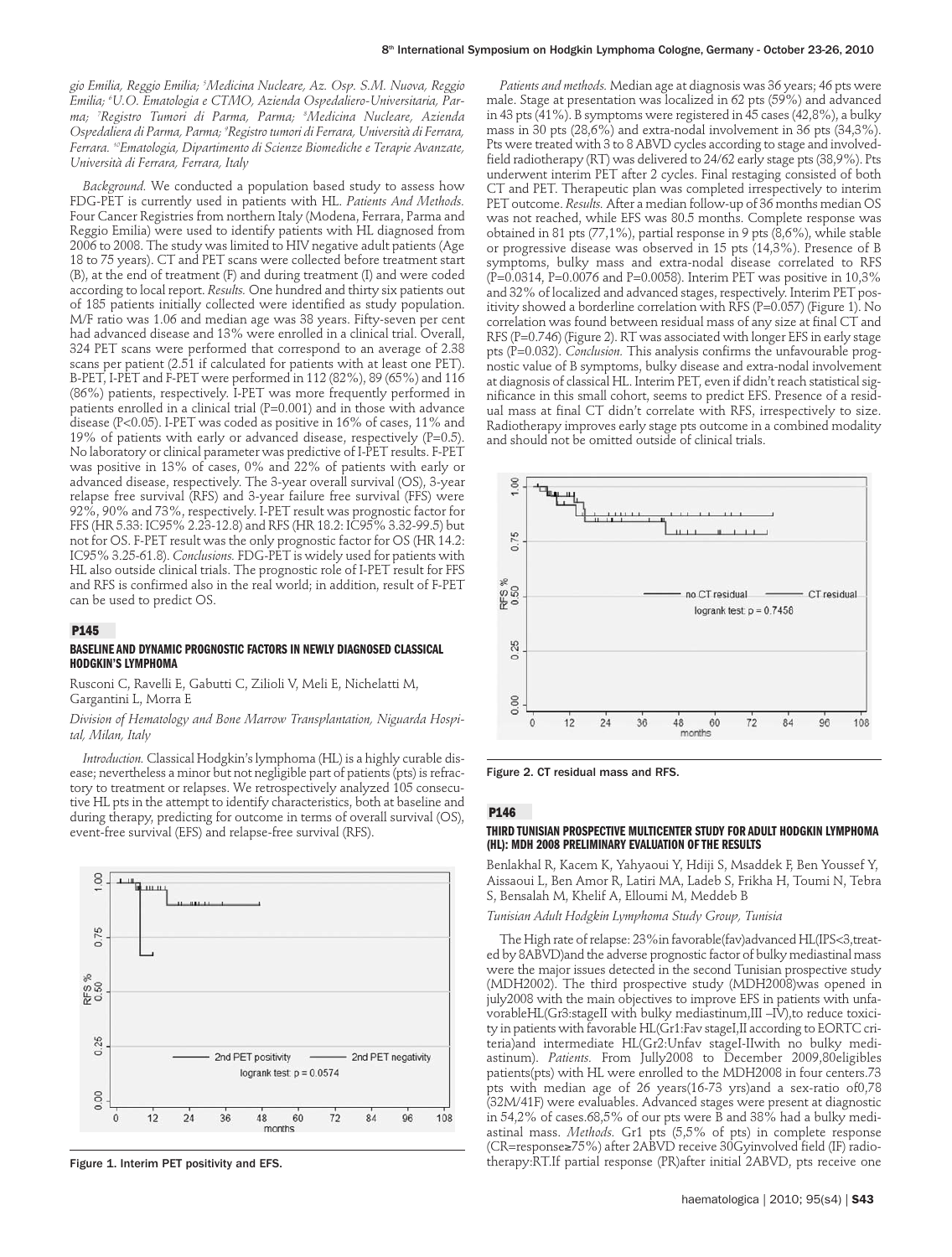gio Emilia, Reggio Emilia; [5]Medicina Nucleare, Az. Osp. S.M. Nuova, Reggio Emilia; [6]U.O. Ematologia e CTMO, Azienda Ospedaliero-Universitaria, Parma; [7]Registro Tumori di Parma, Parma; [8]Medicina Nucleare, Azienda Ospedaliera di Parma, Parma; [9]Registro tumori di Ferrara, Università di Ferrara, Ferrara. [10]Ematologia, Dipartimento di Scienze Biomediche e Terapie Avanzate, Università di Ferrara, Ferrara, Italy

*Background.* We conducted a population based study to assess how FDG-PET is currently used in patients with HL. *Patients And Methods.* Four Cancer Registries from northern Italy (Modena, Ferrara, Parma and Reggio Emilia) were used to identify patients with HL diagnosed from 2006 to 2008. The study was limited to HIV negative adult patients (Age 18 to 75 years). CT and PET scans were collected before treatment start (B), at the end of treatment (F) and during treatment (I) and were coded according to local report. *Results.* One hundred and thirty six patients out of 185 patients initially collected were identified as study population. M/F ratio was 1.06 and median age was 38 years. Fifty-seven per cent had advanced disease and 13% were enrolled in a clinical trial. Overall, 324 PET scans were performed that correspond to an average of 2.38 scans per patient (2.51 if calculated for patients with at least one PET). B-PET, I-PET and F-PET were performed in 112 (82%), 89 (65%) and 116 (86%) patients, respectively. I-PET was more frequently performed in patients enrolled in a clinical trial (P=0.001) and in those with advance disease (P<0.05). I-PET was coded as positive in 16% of cases, 11% and 19% of patients with early or advanced disease, respectively (P=0.5). No laboratory or clinical parameter was predictive of I-PET results. F-PET was positive in 13% of cases, 0% and 22% of patients with early or advanced disease, respectively. The 3-year overall survival (OS), 3-year relapse free survival (RFS) and 3-year failure free survival (FFS) were 92%, 90% and 73%, respectively. I-PET result was prognostic factor for FFS (HR 5.33: IC95% 2.23-12.8) and RFS (HR 18.2: IC95% 3.32-99.5) but not for OS. F-PET result was the only prognostic factor for OS (HR 14.2: IC95% 3.25-61.8). *Conclusions.* FDG-PET is widely used for patients with HL also outside clinical trials. The prognostic role of I-PET result for FFS and RFS is confirmed also in the real world; in addition, result of F-PET can be used to predict OS.

## P145

### BASELINE AND DYNAMIC PROGNOSTIC FACTORS IN NEWLY DIAGNOSED CLASSICAL HODGKIN'S LYMPHOMA

Rusconi C, Ravelli E, Gabutti C, Zilioli V, Meli E, Nichelatti M, Gargantini L, Morra E

*Division of Hematology and Bone Marrow Transplantation, Niguarda Hospital, Milan, Italy*

*Introduction.* Classical Hodgkin's lymphoma (HL) is a highly curable disease; nevertheless a minor but not negligible part of patients (pts) is refractory to treatment or relapses. We retrospectively analyzed 105 consecutive HL pts in the attempt to identify characteristics, both at baseline and during therapy, predicting for outcome in terms of overall survival (OS), event-free survival (EFS) and relapse-free survival (RFS).

1.00
0.75
RFS %
0.50
0.25
0.00
0 12 24 36 48 60 72 84 96 108
months
2nd PET positivity
2nd PET negativity
logrank test: p = 0.0574

Figure 1. Interim PET positivity and EFS.

*Patients and methods.* Median age at diagnosis was 36 years; 46 pts were male. Stage at presentation was localized in 62 pts (59%) and advanced in 43 pts (41%). B symptoms were registered in 45 cases (42,8%), a bulky mass in 30 pts (28,6%) and extra-nodal involvement in 36 pts (34,3%). Pts were treated with 3 to 8 ABVD cycles according to stage and involved-field radiotherapy (RT) was delivered to 24/62 early stage pts (38,9%). Pts underwent interim PET after 2 cycles. Final restaging consisted of both CT and PET. Therapeutic plan was completed irrespectively to interim PET outcome. *Results.* After a median follow-up of 36 months median OS was not reached, while EFS was 80.5 months. Complete response was obtained in 81 pts (77,1%), partial response in 9 pts (8,6%), while stable or progressive disease was observed in 15 pts (14,3%). Presence of B symptoms, bulky mass and extra-nodal disease correlated to RFS (P=0.0314, P=0.0076 and P=0.0058). Interim PET was positive in 10,3% and 32% of localized and advanced stages, respectively. Interim PET positivity showed a borderline correlation with RFS (P=0.057) (Figure 1). No correlation was found between residual mass of any size at final CT and RFS (P=0.746) (Figure 2). RT was associated with longer EFS in early stage pts (P=0.032). *Conclusion.* This analysis confirms the unfavourable prognostic value of B symptoms, bulky disease and extra-nodal involvement at diagnosis of classical HL. Interim PET, even if didn't reach statistical significance in this small cohort, seems to predict EFS. Presence of a residual mass at final CT didn't correlate with RFS, irrespectively to size. Radiotherapy improves early stage pts outcome in a combined modality and should not be omitted outside of clinical trials.

1.00
0.75
RFS %
0.50
0.25
0.00
0 12 24 36 48 60 72 84 96 108
months
no CT residual
CT residual
logrank test: p = 0.7458

Figure 2. CT residual mass and RFS.

## P146

### THIRD TUNISIAN PROSPECTIVE MULTICENTER STUDY FOR ADULT HODGKIN LYMPHOMA (HL): MDH 2008 PRELIMINARY EVALUATION OF THE RESULTS

Benlakhal R, Kacem K, Yahyaoui Y, Hdiji S, Msaddek F, Ben Youssef Y, Aissaoui L, Ben Amor R, Latiri MA, Ladeb S, Frikha H, Toumi N, Tebra S, Bensalah M, Khelif A, Elloumi M, Meddeb B

*Tunisian Adult Hodgkin Lymphoma Study Group, Tunisia*

The High rate of relapse: 23%in favorable(fav)advanced HL(IPS<3,treated by 8ABVD)and the adverse prognostic factor of bulky mediastinal mass were the major issues detected in the second Tunisian prospective study (MDH2002). The third prospective study (MDH2008)was opened in july2008 with the main objectives to improve EFS in patients with unfavorableHL(Gr3:stageII with bulky mediastinum,III –IV),to reduce toxicity in patients with favorable HL(Gr1:Fav stageI,II according to EORTC criteria)and intermediate HL(Gr2:Unfav stageI-IIwith no bulky mediastinum). *Patients.* From Jully2008 to December 2009,80eligibles patients(pts) with HL were enrolled to the MDH2008 in four centers.73 pts with median age of 26 years(16-73 yrs)and a sex-ratio of0,78 (32M/41F) were evaluables. Advanced stages were present at diagnostic in 54,2% of cases.68,5% of our pts were B and 38% had a bulky mediastinal mass. *Methods.* Gr1 pts (5,5% of pts) in complete response (CR=response≥75%) after 2ABVD receive 30Gyinvolved field (IF) radiotherapy:RT.If partial response (PR)after initial 2ABVD, pts receive one